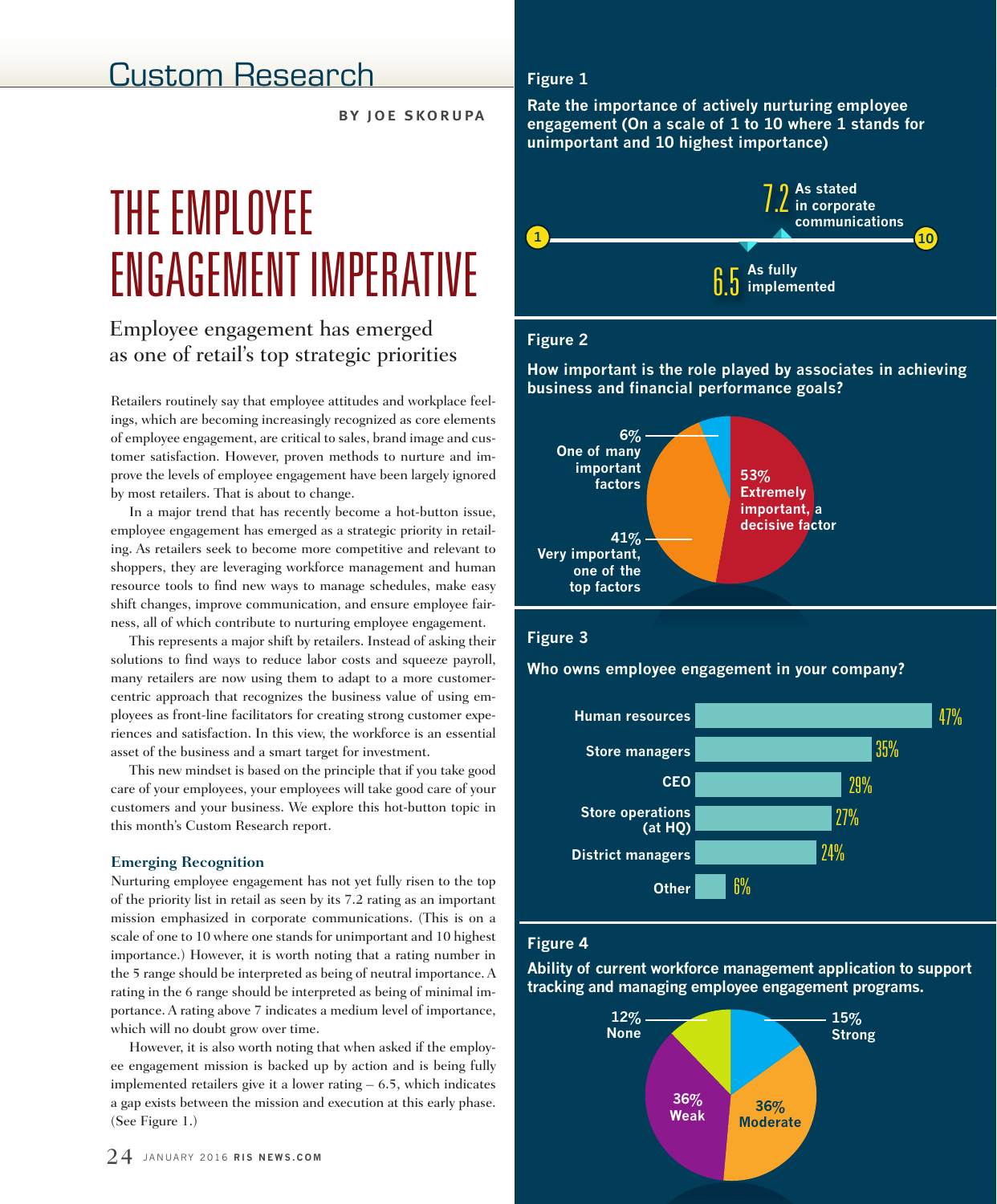## Custom Research

**BY JOE SKORUPA**

# THE EMPLOYEE ENGAGEMENT IMPERATIVE

### Employee engagement has emerged as one of retail's top strategic priorities

Retailers routinely say that employee attitudes and workplace feelings, which are becoming increasingly recognized as core elements of employee engagement, are critical to sales, brand image and customer satisfaction. However, proven methods to nurture and improve the levels of employee engagement have been largely ignored by most retailers. That is about to change.

In a major trend that has recently become a hot-button issue, employee engagement has emerged as a strategic priority in retailing. As retailers seek to become more competitive and relevant to shoppers, they are leveraging workforce management and human resource tools to find new ways to manage schedules, make easy shift changes, improve communication, and ensure employee fairness, all of which contribute to nurturing employee engagement.

This represents a major shift by retailers. Instead of asking their solutions to find ways to reduce labor costs and squeeze payroll, many retailers are now using them to adapt to a more customer-centric approach that recognizes the business value of using employees as front-line facilitators for creating strong customer experiences and satisfaction. In this view, the workforce is an essential asset of the business and a smart target for investment.

This new mindset is based on the principle that if you take good care of your employees, your employees will take good care of your customers and your business. We explore this hot-button topic in this month's Custom Research report.

### Emerging Recognition

Nurturing employee engagement has not yet fully risen to the top of the priority list in retail as seen by its 7.2 rating as an important mission emphasized in corporate communications. (This is on a scale of one to 10 where one stands for unimportant and 10 highest importance.) However, it is worth noting that a rating number in the 5 range should be interpreted as being of neutral importance. A rating in the 6 range should be interpreted as being of minimal importance. A rating above 7 indicates a medium level of importance, which will no doubt grow over time.

However, it is also worth noting that when asked if the employee engagement mission is backed up by action and is being fully implemented retailers give it a lower rating – 6.5, which indicates a gap exists between the mission and execution at this early phase. (See Figure 1.)

**Figure 1**

**Rate the importance of actively nurturing employee engagement (On a scale of 1 to 10 where 1 stands for unimportant and 10 highest importance)**

| Measure | Rating |
| --- | --- |
| As stated in corporate communications | 7.2 |
| As fully implemented | 6.5 |

**Figure 2**

**How important is the role played by associates in achieving business and financial performance goals?**

| Response | % |
| --- | --- |
| Extremely important, a decisive factor | 53% |
| Very important, one of the top factors | 41% |
| One of many important factors | 6% |

**Figure 3**

**Who owns employee engagement in your company?**

| Owner | % |
| --- | --- |
| Human resources | 47% |
| Store managers | 35% |
| CEO | 29% |
| Store operations (at HQ) | 27% |
| District managers | 24% |
| Other | 6% |

**Figure 4**

**Ability of current workforce management application to support tracking and managing employee engagement programs.**

| Ability | % |
| --- | --- |
| Strong | 15% |
| Moderate | 36% |
| Weak | 36% |
| None | 12% |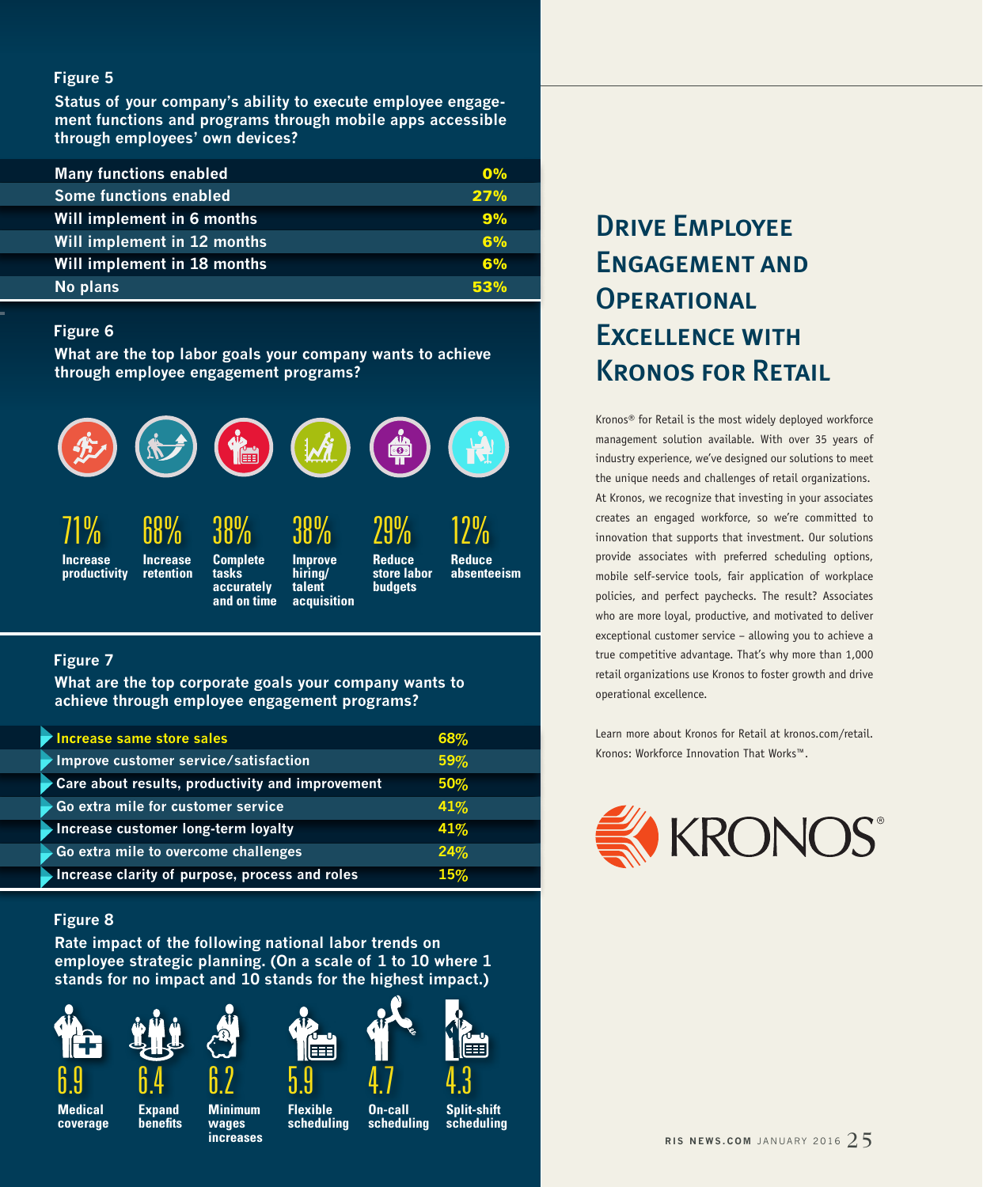### Figure 5

**Status of your company's ability to execute employee engagement functions and programs through mobile apps accessible through employees' own devices?**

| Response | % |
|---|---|
| Many functions enabled | 0% |
| Some functions enabled | 27% |
| Will implement in 6 months | 9% |
| Will implement in 12 months | 6% |
| Will implement in 18 months | 6% |
| No plans | 53% |

### Figure 6

**What are the top labor goals your company wants to achieve through employee engagement programs?**

| Goal | % |
|---|---|
| Increase productivity | 71% |
| Increase retention | 68% |
| Complete tasks accurately and on time | 38% |
| Improve hiring/ talent acquisition | 38% |
| Reduce store labor budgets | 29% |
| Reduce absenteeism | 12% |

### Figure 7

**What are the top corporate goals your company wants to achieve through employee engagement programs?**

| Goal | % |
|---|---|
| Increase same store sales | 68% |
| Improve customer service/satisfaction | 59% |
| Care about results, productivity and improvement | 50% |
| Go extra mile for customer service | 41% |
| Increase customer long-term loyalty | 41% |
| Go extra mile to overcome challenges | 24% |
| Increase clarity of purpose, process and roles | 15% |

### Figure 8

**Rate impact of the following national labor trends on employee strategic planning. (On a scale of 1 to 10 where 1 stands for no impact and 10 stands for the highest impact.)**

| Trend | Rating |
|---|---|
| Medical coverage | 6.9 |
| Expand benefits | 6.4 |
| Minimum wages increases | 6.2 |
| Flexible scheduling | 5.9 |
| On-call scheduling | 4.7 |
| Split-shift scheduling | 4.3 |

## Drive Employee Engagement and Operational Excellence with Kronos for Retail

Kronos® for Retail is the most widely deployed workforce management solution available. With over 35 years of industry experience, we've designed our solutions to meet the unique needs and challenges of retail organizations. At Kronos, we recognize that investing in your associates creates an engaged workforce, so we're committed to innovation that supports that investment. Our solutions provide associates with preferred scheduling options, mobile self-service tools, fair application of workplace policies, and perfect paychecks. The result? Associates who are more loyal, productive, and motivated to deliver exceptional customer service – allowing you to achieve a true competitive advantage. That's why more than 1,000 retail organizations use Kronos to foster growth and drive operational excellence.

Learn more about Kronos for Retail at kronos.com/retail. Kronos: Workforce Innovation That Works™.

KRONOS®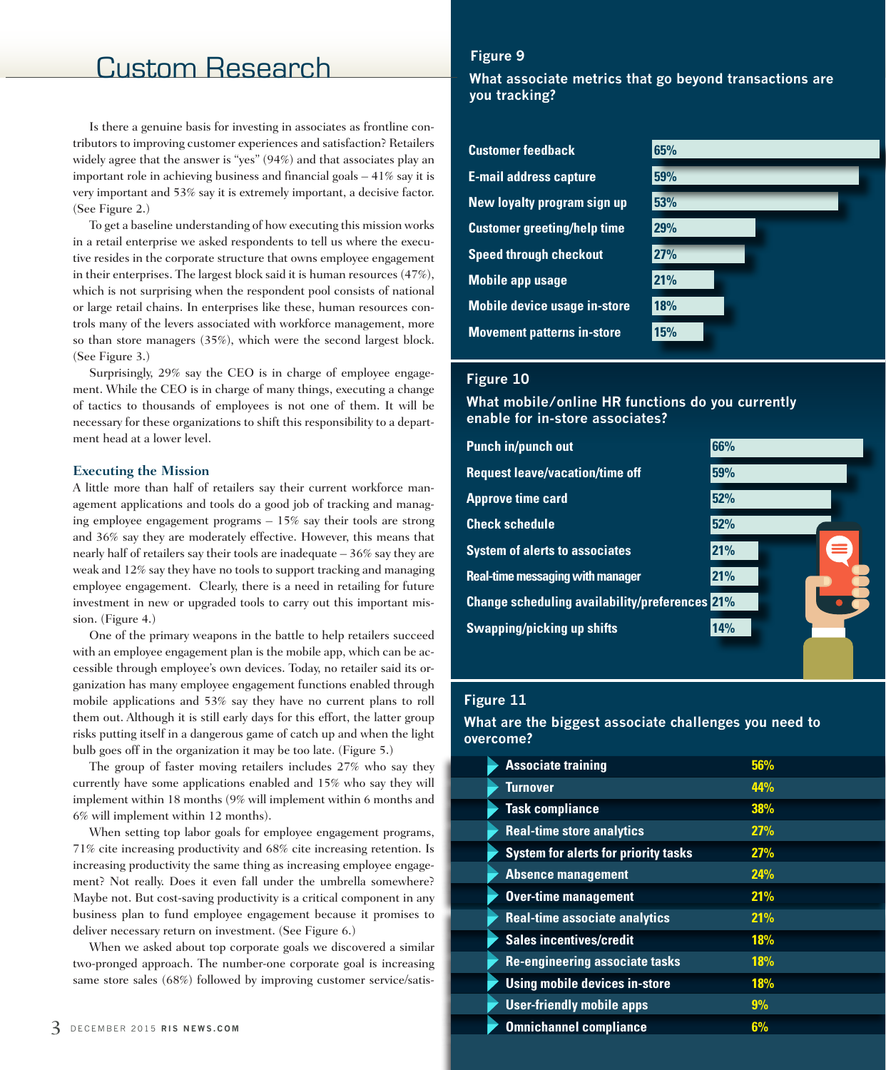# Custom Research

Is there a genuine basis for investing in associates as frontline contributors to improving customer experiences and satisfaction? Retailers widely agree that the answer is "yes" (94%) and that associates play an important role in achieving business and financial goals – 41% say it is very important and 53% say it is extremely important, a decisive factor. (See Figure 2.)

To get a baseline understanding of how executing this mission works in a retail enterprise we asked respondents to tell us where the executive resides in the corporate structure that owns employee engagement in their enterprises. The largest block said it is human resources (47%), which is not surprising when the respondent pool consists of national or large retail chains. In enterprises like these, human resources controls many of the levers associated with workforce management, more so than store managers (35%), which were the second largest block. (See Figure 3.)

Surprisingly, 29% say the CEO is in charge of employee engagement. While the CEO is in charge of many things, executing a change of tactics to thousands of employees is not one of them. It will be necessary for these organizations to shift this responsibility to a department head at a lower level.

### Executing the Mission

A little more than half of retailers say their current workforce management applications and tools do a good job of tracking and managing employee engagement programs – 15% say their tools are strong and 36% say they are moderately effective. However, this means that nearly half of retailers say their tools are inadequate – 36% say they are weak and 12% say they have no tools to support tracking and managing employee engagement. Clearly, there is a need in retailing for future investment in new or upgraded tools to carry out this important mission. (Figure 4.)

One of the primary weapons in the battle to help retailers succeed with an employee engagement plan is the mobile app, which can be accessible through employee's own devices. Today, no retailer said its organization has many employee engagement functions enabled through mobile applications and 53% say they have no current plans to roll them out. Although it is still early days for this effort, the latter group risks putting itself in a dangerous game of catch up and when the light bulb goes off in the organization it may be too late. (Figure 5.)

The group of faster moving retailers includes 27% who say they currently have some applications enabled and 15% who say they will implement within 18 months (9% will implement within 6 months and 6% will implement within 12 months).

When setting top labor goals for employee engagement programs, 71% cite increasing productivity and 68% cite increasing retention. Is increasing productivity the same thing as increasing employee engagement? Not really. Does it even fall under the umbrella somewhere? Maybe not. But cost-saving productivity is a critical component in any business plan to fund employee engagement because it promises to deliver necessary return on investment. (See Figure 6.)

When we asked about top corporate goals we discovered a similar two-pronged approach. The number-one corporate goal is increasing same store sales (68%) followed by improving customer service/satis-

**Figure 9**

**What associate metrics that go beyond transactions are you tracking?**

| Metric | % |
|---|---|
| Customer feedback | 65% |
| E-mail address capture | 59% |
| New loyalty program sign up | 53% |
| Customer greeting/help time | 29% |
| Speed through checkout | 27% |
| Mobile app usage | 21% |
| Mobile device usage in-store | 18% |
| Movement patterns in-store | 15% |

**Figure 10**

**What mobile/online HR functions do you currently enable for in-store associates?**

| Function | % |
|---|---|
| Punch in/punch out | 66% |
| Request leave/vacation/time off | 59% |
| Approve time card | 52% |
| Check schedule | 52% |
| System of alerts to associates | 21% |
| Real-time messaging with manager | 21% |
| Change scheduling availability/preferences | 21% |
| Swapping/picking up shifts | 14% |

**Figure 11**

**What are the biggest associate challenges you need to overcome?**

| Challenge | % |
|---|---|
| Associate training | 56% |
| Turnover | 44% |
| Task compliance | 38% |
| Real-time store analytics | 27% |
| System for alerts for priority tasks | 27% |
| Absence management | 24% |
| Over-time management | 21% |
| Real-time associate analytics | 21% |
| Sales incentives/credit | 18% |
| Re-engineering associate tasks | 18% |
| Using mobile devices in-store | 18% |
| User-friendly mobile apps | 9% |
| Omnichannel compliance | 6% |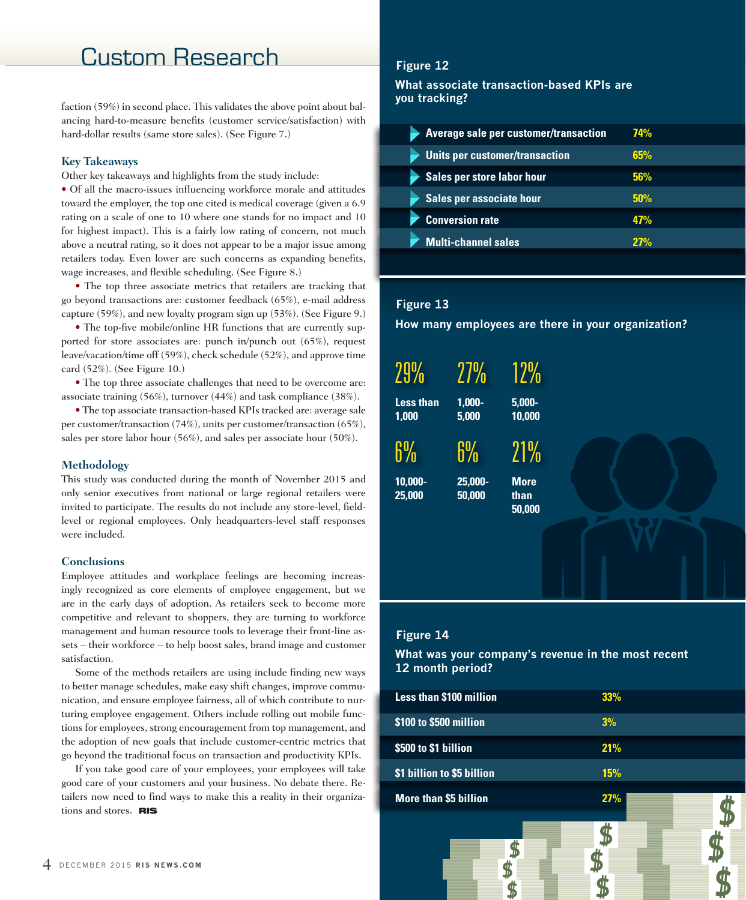faction (59%) in second place. This validates the above point about balancing hard-to-measure benefits (customer service/satisfaction) with hard-dollar results (same store sales). (See Figure 7.)

### Key Takeaways

Other key takeaways and highlights from the study include:

• Of all the macro-issues influencing workforce morale and attitudes toward the employer, the top one cited is medical coverage (given a 6.9 rating on a scale of one to 10 where one stands for no impact and 10 for highest impact). This is a fairly low rating of concern, not much above a neutral rating, so it does not appear to be a major issue among retailers today. Even lower are such concerns as expanding benefits, wage increases, and flexible scheduling. (See Figure 8.)

• The top three associate metrics that retailers are tracking that go beyond transactions are: customer feedback (65%), e-mail address capture (59%), and new loyalty program sign up (53%). (See Figure 9.)

• The top-five mobile/online HR functions that are currently supported for store associates are: punch in/punch out (65%), request leave/vacation/time off (59%), check schedule (52%), and approve time card (52%). (See Figure 10.)

• The top three associate challenges that need to be overcome are: associate training (56%), turnover (44%) and task compliance (38%).

• The top associate transaction-based KPIs tracked are: average sale per customer/transaction (74%), units per customer/transaction (65%), sales per store labor hour (56%), and sales per associate hour (50%).

### Methodology

This study was conducted during the month of November 2015 and only senior executives from national or large regional retailers were invited to participate. The results do not include any store-level, field-level or regional employees. Only headquarters-level staff responses were included.

### Conclusions

Employee attitudes and workplace feelings are becoming increasingly recognized as core elements of employee engagement, but we are in the early days of adoption. As retailers seek to become more competitive and relevant to shoppers, they are turning to workforce management and human resource tools to leverage their front-line assets – their workforce – to help boost sales, brand image and customer satisfaction.

Some of the methods retailers are using include finding new ways to better manage schedules, make easy shift changes, improve communication, and ensure employee fairness, all of which contribute to nurturing employee engagement. Others include rolling out mobile functions for employees, strong encouragement from top management, and the adoption of new goals that include customer-centric metrics that go beyond the traditional focus on transaction and productivity KPIs.

If you take good care of your employees, your employees will take good care of your customers and your business. No debate there. Retailers now need to find ways to make this a reality in their organizations and stores. **RIS**

### Figure 12

**What associate transaction-based KPIs are you tracking?**

| | |
|---|---|
| Average sale per customer/transaction | 74% |
| Units per customer/transaction | 65% |
| Sales per store labor hour | 56% |
| Sales per associate hour | 50% |
| Conversion rate | 47% |
| Multi-channel sales | 27% |

### Figure 13

**How many employees are there in your organization?**

29%
Less than 1,000

27%
1,000-5,000

12%
5,000-10,000

6%
10,000-25,000

6%
25,000-50,000

21%
More than 50,000

### Figure 14

**What was your company's revenue in the most recent 12 month period?**

| | |
|---|---|
| Less than $100 million | 33% |
| $100 to $500 million | 3% |
| $500 to $1 billion | 21% |
| $1 billion to $5 billion | 15% |
| More than $5 billion | 27% |